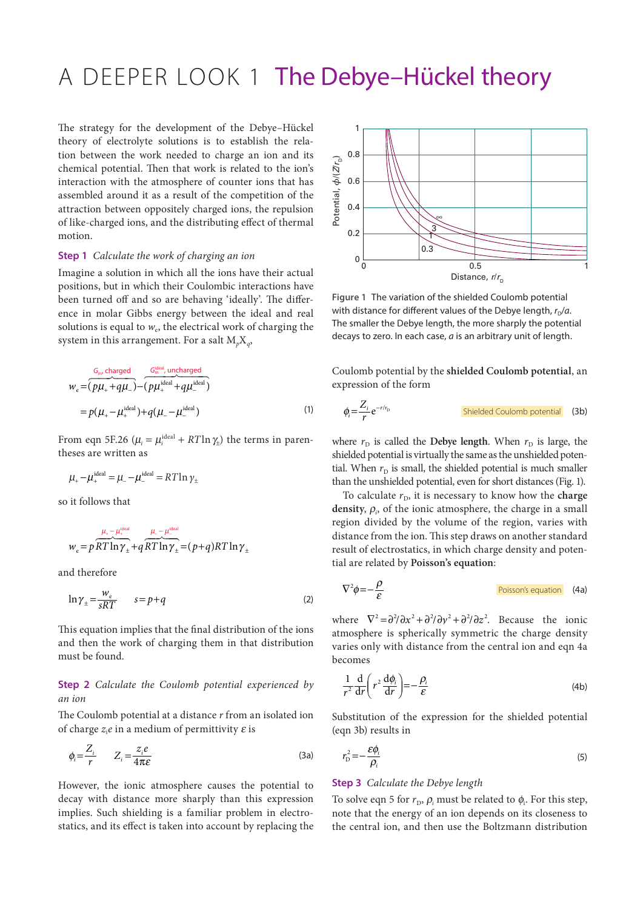# A DEEPER LOOK 1 The Debye–Hückel theory

The strategy for the development of the Debye–Hückel theory of electrolyte solutions is to establish the relation between the work needed to charge an ion and its chemical potential. Then that work is related to the ion's interaction with the atmosphere of counter ions that has assembled around it as a result of the competition of the attraction between oppositely charged ions, the repulsion of like-charged ions, and the distributing effect of thermal motion.

**Step 1** *Calculate the work of charging an ion*

Imagine a solution in which all the ions have their actual positions, but in which their Coulombic interactions have been turned off and so are behaving 'ideally'. The difference in molar Gibbs energy between the ideal and real solutions is equal to $w_e$, the electrical work of charging the system in this arrangement. For a salt $M_pX_q$,

$$w_e = \overbrace{(p\mu_+ + q\mu_-)}^{G_m,\ \text{charged}} - \overbrace{(p\mu_+^{\text{ideal}} + q\mu_-^{\text{ideal}})}^{G_m^{\text{ideal}},\ \text{uncharged}}$$
$$= p(\mu_+ - \mu_+^{\text{ideal}}) + q(\mu_- - \mu_-^{\text{ideal}}) \quad (1)$$

From eqn 5F.26 ($\mu_i = \mu_i^{\text{ideal}} + RT\ln\gamma_\pm$) the terms in parentheses are written as

$$\mu_+ - \mu_+^{\text{ideal}} = \mu_- - \mu_-^{\text{ideal}} = RT\ln\gamma_\pm$$

so it follows that

$$w_e = p\overbrace{RT\ln\gamma_\pm}^{\mu_+ - \mu_+^{\text{ideal}}} + q\overbrace{RT\ln\gamma_\pm}^{\mu_- - \mu_-^{\text{ideal}}} = (p+q)RT\ln\gamma_\pm$$

and therefore

$$\ln\gamma_\pm = \frac{w_e}{sRT} \qquad s = p+q \quad (2)$$

This equation implies that the final distribution of the ions and then the work of charging them in that distribution must be found.

**Step 2** *Calculate the Coulomb potential experienced by an ion*

The Coulomb potential at a distance $r$ from an isolated ion of charge $z_ie$ in a medium of permittivity $\varepsilon$ is

$$\phi_i = \frac{Z_i}{r} \qquad Z_i = \frac{z_ie}{4\pi\varepsilon} \quad (3a)$$

However, the ionic atmosphere causes the potential to decay with distance more sharply than this expression implies. Such shielding is a familiar problem in electrostatics, and its effect is taken into account by replacing the Coulomb potential by the **shielded Coulomb potential**, an expression of the form

$$\phi_i = \frac{Z_i}{r}e^{-r/r_D} \qquad \text{Shielded Coulomb potential} \quad (3b)$$

Figure 1 The variation of the shielded Coulomb potential with distance for different values of the Debye length, $r_D/a$. The smaller the Debye length, the more sharply the potential decays to zero. In each case, $a$ is an arbitrary unit of length.

where $r_D$ is called the **Debye length**. When $r_D$ is large, the shielded potential is virtually the same as the unshielded potential. When $r_D$ is small, the shielded potential is much smaller than the unshielded potential, even for short distances (Fig. 1).

To calculate $r_D$, it is necessary to know how the **charge density**, $\rho_i$, of the ionic atmosphere, the charge in a small region divided by the volume of the region, varies with distance from the ion. This step draws on another standard result of electrostatics, in which charge density and potential are related by **Poisson's equation**:

$$\nabla^2\phi = -\frac{\rho}{\varepsilon} \qquad \text{Poisson's equation} \quad (4a)$$

where $\nabla^2 = \partial^2/\partial x^2 + \partial^2/\partial y^2 + \partial^2/\partial z^2$. Because the ionic atmosphere is spherically symmetric the charge density varies only with distance from the central ion and eqn 4a becomes

$$\frac{1}{r^2}\frac{d}{dr}\left(r^2\frac{d\phi_i}{dr}\right) = -\frac{\rho_i}{\varepsilon} \quad (4b)$$

Substitution of the expression for the shielded potential (eqn 3b) results in

$$r_D^2 = -\frac{\varepsilon\phi_i}{\rho_i} \quad (5)$$

**Step 3** *Calculate the Debye length*

To solve eqn 5 for $r_D$, $\rho_i$ must be related to $\phi_i$. For this step, note that the energy of an ion depends on its closeness to the central ion, and then use the Boltzmann distribution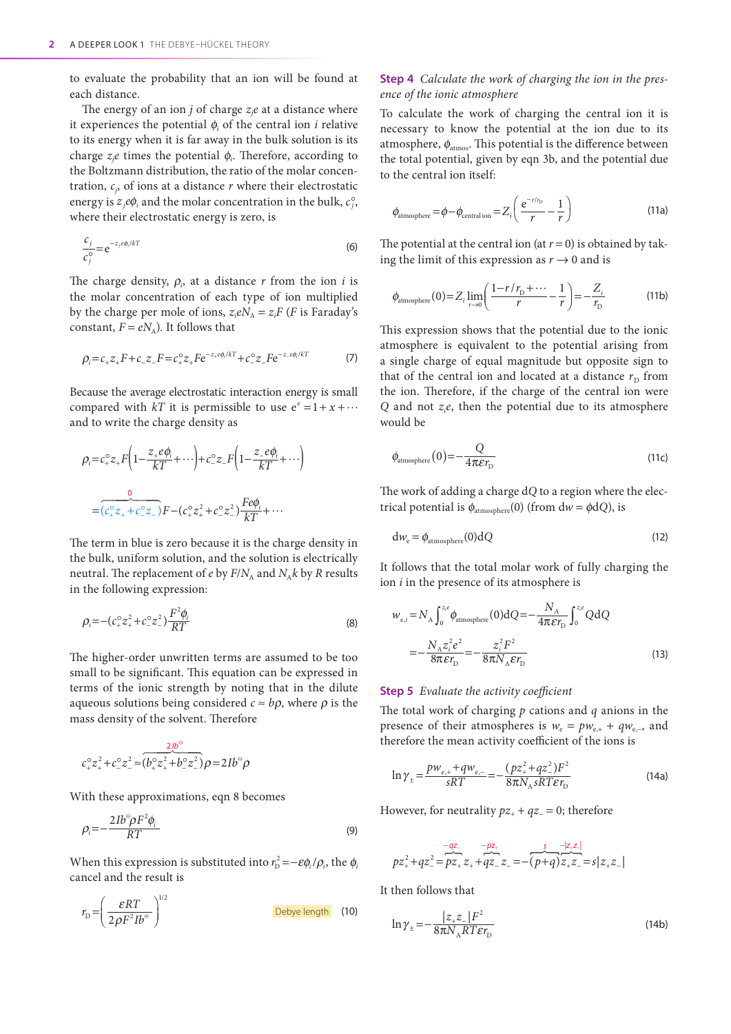to evaluate the probability that an ion will be found at each distance.

The energy of an ion $j$ of charge $z_je$ at a distance where it experiences the potential $\phi_i$ of the central ion $i$ relative to its energy when it is far away in the bulk solution is its charge $z_je$ times the potential $\phi_i$. Therefore, according to the Boltzmann distribution, the ratio of the molar concentration, $c_j$, of ions at a distance $r$ where their electrostatic energy is $z_je\phi_i$ and the molar concentration in the bulk, $c_j^\circ$, where their electrostatic energy is zero, is

$$\frac{c_j}{c_j^\circ} = \mathrm{e}^{-z_je\phi_i/kT} \tag{6}$$

The charge density, $\rho_i$, at a distance $r$ from the ion $i$ is the molar concentration of each type of ion multiplied by the charge per mole of ions, $z_ieN_A = z_iF$ ($F$ is Faraday's constant, $F = eN_A$). It follows that

$$\rho_i = c_+z_+F + c_-z_-F = c_+^\circ z_+F\mathrm{e}^{-z_+e\phi_i/kT} + c_-^\circ z_-F\mathrm{e}^{-z_-e\phi_i/kT} \tag{7}$$

Because the average electrostatic interaction energy is small compared with $kT$ it is permissible to use $\mathrm{e}^x = 1 + x + \cdots$ and to write the charge density as

$$\rho_i = c_+^\circ z_+F\left(1 - \frac{z_+e\phi_i}{kT} + \cdots\right) + c_-^\circ z_-F\left(1 - \frac{z_-e\phi_i}{kT} + \cdots\right)$$

$$= \overbrace{(c_+^\circ z_+ + c_-^\circ z_-)}^{0}F - (c_+^\circ z_+^2 + c_-^\circ z_-^2)\frac{Fe\phi_i}{kT} + \cdots$$

The term in blue is zero because it is the charge density in the bulk, uniform solution, and the solution is electrically neutral. The replacement of $e$ by $F/N_A$ and $N_Ak$ by $R$ results in the following expression:

$$\rho_i = -(c_+^\circ z_+^2 + c_-^\circ z_-^2)\frac{F^2\phi_i}{RT} \tag{8}$$

The higher-order unwritten terms are assumed to be too small to be significant. This equation can be expressed in terms of the ionic strength by noting that in the dilute aqueous solutions being considered $c \approx b\rho$, where $\rho$ is the mass density of the solvent. Therefore

$$c_+^\circ z_+^2 + c_-^\circ z_-^2 \approx \overbrace{(b_+^\circ z_+^2 + b_-^\circ z_-^2)}^{2Ib^\ominus}\rho = 2Ib^\ominus\rho$$

With these approximations, eqn 8 becomes

$$\rho_i = -\frac{2Ib^\ominus\rho F^2\phi_i}{RT} \tag{9}$$

When this expression is substituted into $r_D^2 = -\varepsilon\phi_i/\rho_i$, the $\phi_i$ cancel and the result is

$$r_D = \left(\frac{\varepsilon RT}{2\rho F^2 Ib^\ominus}\right)^{1/2} \qquad \text{Debye length} \tag{10}$$

**Step 4** *Calculate the work of charging the ion in the presence of the ionic atmosphere*

To calculate the work of charging the central ion it is necessary to know the potential at the ion due to its atmosphere, $\phi_{\text{atmos}}$. This potential is the difference between the total potential, given by eqn 3b, and the potential due to the central ion itself:

$$\phi_{\text{atmosphere}} = \phi - \phi_{\text{central ion}} = Z_i\left(\frac{\mathrm{e}^{-r/r_D}}{r} - \frac{1}{r}\right) \tag{11a}$$

The potential at the central ion (at $r = 0$) is obtained by taking the limit of this expression as $r \to 0$ and is

$$\phi_{\text{atmosphere}}(0) = Z_i\lim_{r\to 0}\left(\frac{1 - r/r_D + \cdots}{r} - \frac{1}{r}\right) = -\frac{Z_i}{r_D} \tag{11b}$$

This expression shows that the potential due to the ionic atmosphere is equivalent to the potential arising from a single charge of equal magnitude but opposite sign to that of the central ion and located at a distance $r_D$ from the ion. Therefore, if the charge of the central ion were $Q$ and not $z_ie$, then the potential due to its atmosphere would be

$$\phi_{\text{atmosphere}}(0) = -\frac{Q}{4\pi\varepsilon r_D} \tag{11c}$$

The work of adding a charge $\mathrm{d}Q$ to a region where the electrical potential is $\phi_{\text{atmosphere}}(0)$ (from $\mathrm{d}w = \phi\mathrm{d}Q$), is

$$\mathrm{d}w_e = \phi_{\text{atmosphere}}(0)\mathrm{d}Q \tag{12}$$

It follows that the total molar work of fully charging the ion $i$ in the presence of its atmosphere is

$$w_{e,i} = N_A\int_0^{z_ie}\phi_{\text{atmosphere}}(0)\mathrm{d}Q = -\frac{N_A}{4\pi\varepsilon r_D}\int_0^{z_ie}Q\mathrm{d}Q$$

$$= -\frac{N_Az_i^2e^2}{8\pi\varepsilon r_D} = -\frac{z_i^2F^2}{8\pi N_A\varepsilon r_D} \tag{13}$$

**Step 5** *Evaluate the activity coefficient*

The total work of charging $p$ cations and $q$ anions in the presence of their atmospheres is $w_e = pw_{e,+} + qw_{e,-}$, and therefore the mean activity coefficient of the ions is

$$\ln\gamma_\pm = \frac{pw_{e,+} + qw_{e,-}}{sRT} = -\frac{(pz_+^2 + qz_-^2)F^2}{8\pi N_A sRT\varepsilon r_D} \tag{14a}$$

However, for neutrality $pz_+ + qz_- = 0$; therefore

$$pz_+^2 + qz_-^2 = \overbrace{pz_+}^{-qz_-}z_+ + \overbrace{qz_-}^{-pz_+}z_- = -\overbrace{(p+q)}^{s}\overbrace{z_+z_-}^{-|z_+z_-|} = s|z_+z_-|$$

It then follows that

$$\ln\gamma_\pm = -\frac{|z_+z_-|F^2}{8\pi N_ART\varepsilon r_D} \tag{14b}$$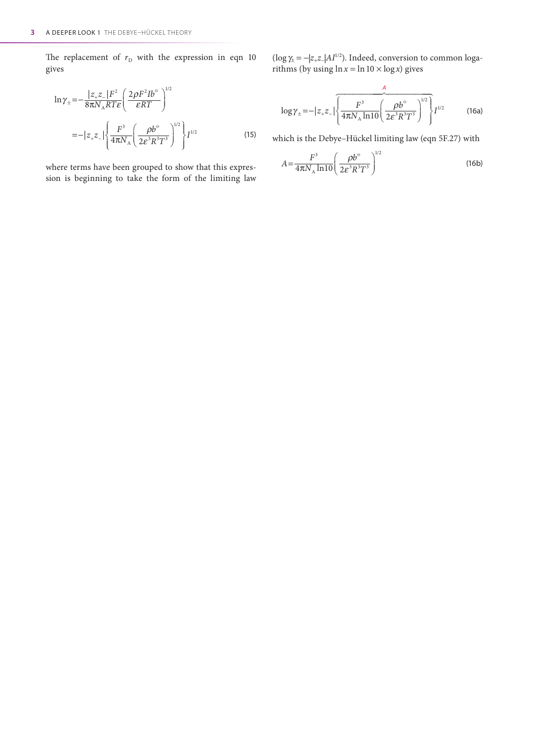The replacement of $r_D$ with the expression in eqn 10 gives

$$\ln \gamma_{\pm} = -\frac{|z_+z_-|F^2}{8\pi N_A RT\varepsilon}\left(\frac{2\rho F^2 I b^{\ominus}}{\varepsilon RT}\right)^{1/2}$$

$$= -|z_+z_-|\left\{\frac{F^3}{4\pi N_A}\left(\frac{\rho b^{\ominus}}{2\varepsilon^3 R^3 T^3}\right)^{1/2}\right\} I^{1/2} \tag{15}$$

where terms have been grouped to show that this expression is beginning to take the form of the limiting law ($\log \gamma_{\pm} = -|z_+z_-|AI^{1/2}$). Indeed, conversion to common logarithms (by using $\ln x = \ln 10 \times \log x$) gives

$$\log \gamma_{\pm} = -|z_+z_-|\overbrace{\left\{\frac{F^3}{4\pi N_A \ln 10}\left(\frac{\rho b^{\ominus}}{2\varepsilon^3 R^3 T^3}\right)^{1/2}\right\}}^{A} I^{1/2} \tag{16a}$$

which is the Debye–Hückel limiting law (eqn 5F.27) with

$$A = \frac{F^3}{4\pi N_A \ln 10}\left(\frac{\rho b^{\ominus}}{2\varepsilon^3 R^3 T^3}\right)^{1/2} \tag{16b}$$